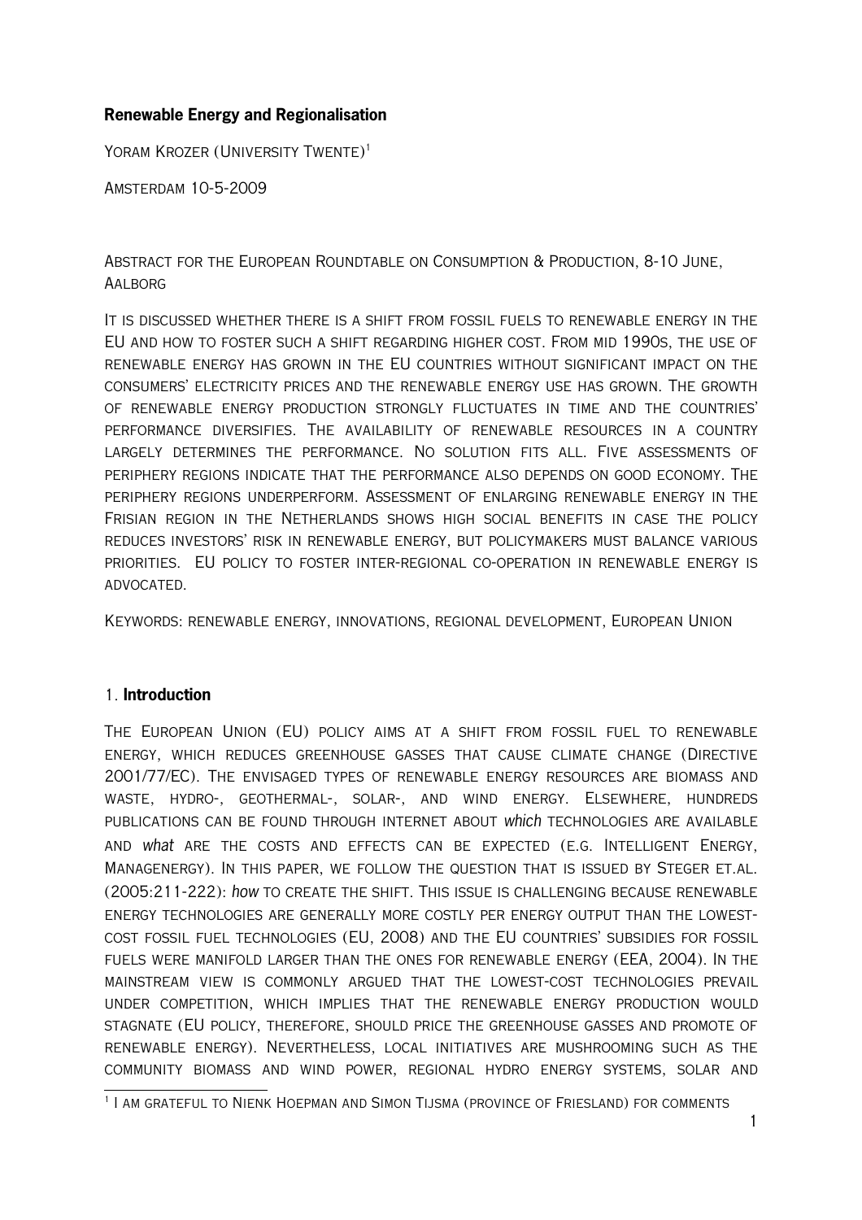**Renewable Energy and Regionalisation**

Yoram Krozer (University Twente)[1]

Amsterdam 10-5-2009

Abstract for the European Roundtable on Consumption & Production, 8-10 June, Aalborg

It is discussed whether there is a shift from fossil fuels to renewable energy in the EU and how to foster such a shift regarding higher cost. From mid 1990s, the use of renewable energy has grown in the EU countries without significant impact on the consumers' electricity prices and the renewable energy use has grown. The growth of renewable energy production strongly fluctuates in time and the countries' performance diversifies. The availability of renewable resources in a country largely determines the performance. No solution fits all. Five assessments of periphery regions indicate that the performance also depends on good economy. The periphery regions underperform. Assessment of enlarging renewable energy in the Frisian region in the Netherlands shows high social benefits in case the policy reduces investors' risk in renewable energy, but policymakers must balance various priorities. EU policy to foster inter-regional co-operation in renewable energy is advocated.

Keywords: renewable energy, innovations, regional development, European Union

## 1. Introduction

The European Union (EU) policy aims at a shift from fossil fuel to renewable energy, which reduces greenhouse gasses that cause climate change (Directive 2001/77/EC). The envisaged types of renewable energy resources are biomass and waste, hydro-, geothermal-, solar-, and wind energy. Elsewhere, hundreds publications can be found through internet about *which* technologies are available and *what* are the costs and effects can be expected (e.g. Intelligent Energy, Managenergy). In this paper, we follow the question that is issued by Steger et.al. (2005:211-222): *how* to create the shift. This issue is challenging because renewable energy technologies are generally more costly per energy output than the lowest-cost fossil fuel technologies (EU, 2008) and the EU countries' subsidies for fossil fuels were manifold larger than the ones for renewable energy (EEA, 2004). In the mainstream view is commonly argued that the lowest-cost technologies prevail under competition, which implies that the renewable energy production would stagnate (EU policy, therefore, should price the greenhouse gasses and promote of renewable energy). Nevertheless, local initiatives are mushrooming such as the community biomass and wind power, regional hydro energy systems, solar and

[1] I am grateful to Nienk Hoepman and Simon Tijsma (province of Friesland) for comments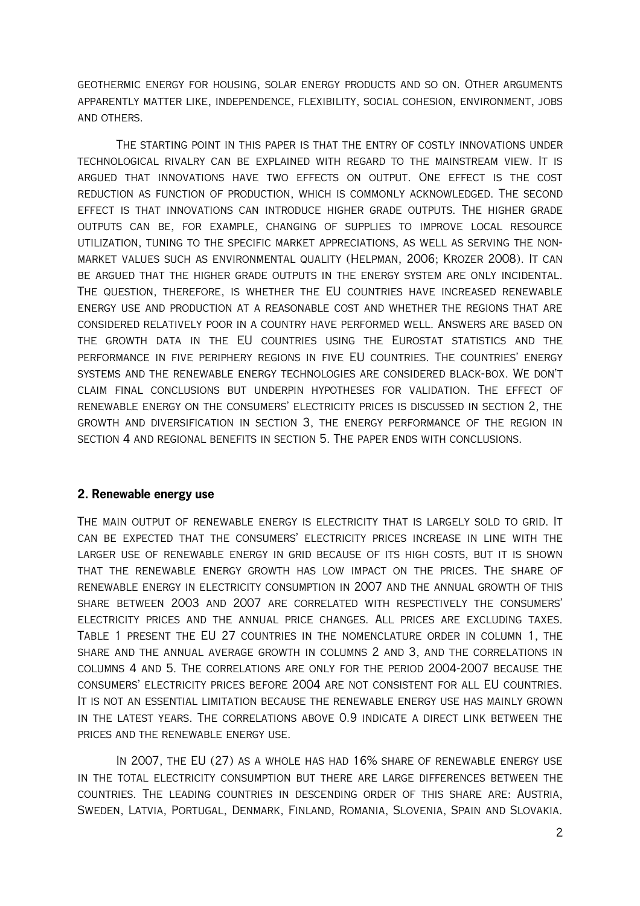geothermic energy for housing, solar energy products and so on. Other arguments apparently matter like, independence, flexibility, social cohesion, environment, jobs and others.

The starting point in this paper is that the entry of costly innovations under technological rivalry can be explained with regard to the mainstream view. It is argued that innovations have two effects on output. One effect is the cost reduction as function of production, which is commonly acknowledged. The second effect is that innovations can introduce higher grade outputs. The higher grade outputs can be, for example, changing of supplies to improve local resource utilization, tuning to the specific market appreciations, as well as serving the non-market values such as environmental quality (Helpman, 2006; Krozer 2008). It can be argued that the higher grade outputs in the energy system are only incidental. The question, therefore, is whether the EU countries have increased renewable energy use and production at a reasonable cost and whether the regions that are considered relatively poor in a country have performed well. Answers are based on the growth data in the EU countries using the Eurostat statistics and the performance in five periphery regions in five EU countries. The countries' energy systems and the renewable energy technologies are considered black-box. We don't claim final conclusions but underpin hypotheses for validation. The effect of renewable energy on the consumers' electricity prices is discussed in section 2, the growth and diversification in section 3, the energy performance of the region in section 4 and regional benefits in section 5. The paper ends with conclusions.

## 2. Renewable energy use

The main output of renewable energy is electricity that is largely sold to grid. It can be expected that the consumers' electricity prices increase in line with the larger use of renewable energy in grid because of its high costs, but it is shown that the renewable energy growth has low impact on the prices. The share of renewable energy in electricity consumption in 2007 and the annual growth of this share between 2003 and 2007 are correlated with respectively the consumers' electricity prices and the annual price changes. All prices are excluding taxes. Table 1 present the EU 27 countries in the nomenclature order in column 1, the share and the annual average growth in columns 2 and 3, and the correlations in columns 4 and 5. The correlations are only for the period 2004-2007 because the consumers' electricity prices before 2004 are not consistent for all EU countries. It is not an essential limitation because the renewable energy use has mainly grown in the latest years. The correlations above 0.9 indicate a direct link between the prices and the renewable energy use.

In 2007, the EU (27) as a whole has had 16% share of renewable energy use in the total electricity consumption but there are large differences between the countries. The leading countries in descending order of this share are: Austria, Sweden, Latvia, Portugal, Denmark, Finland, Romania, Slovenia, Spain and Slovakia.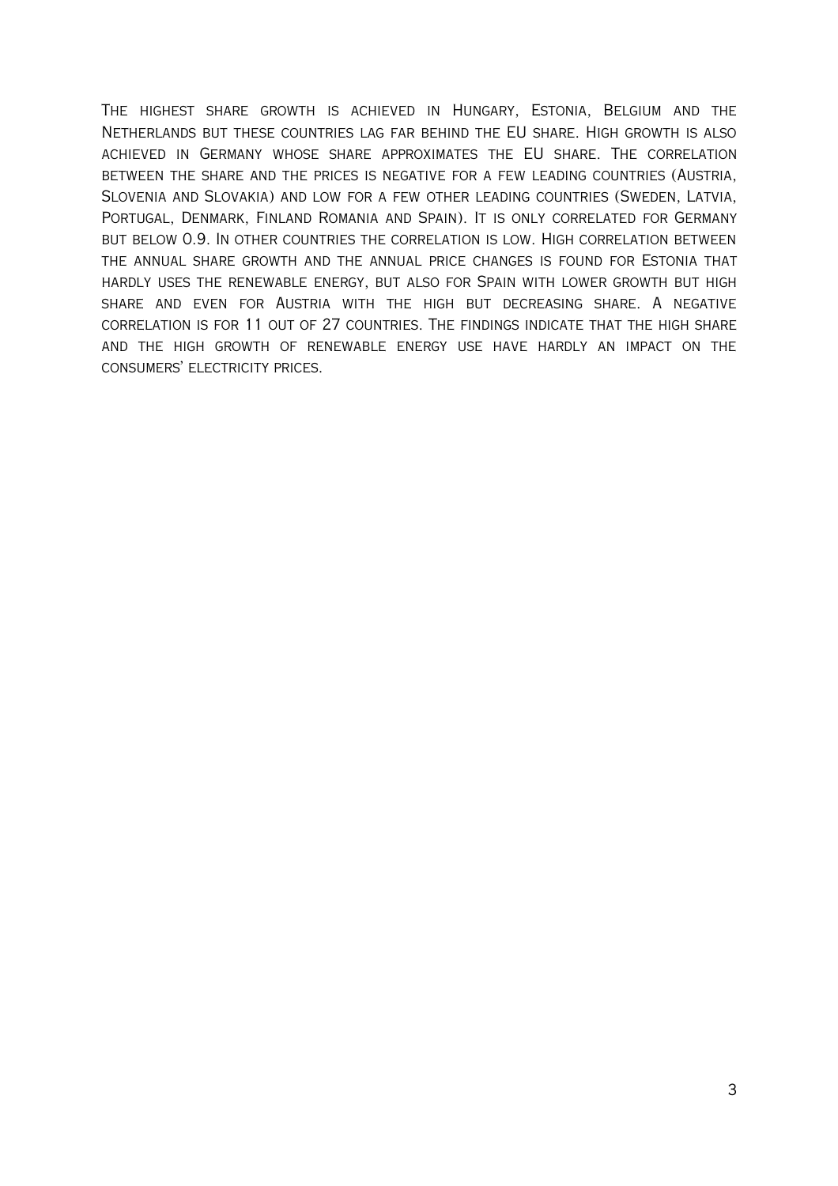The highest share growth is achieved in Hungary, Estonia, Belgium and the Netherlands but these countries lag far behind the EU share. High growth is also achieved in Germany whose share approximates the EU share. The correlation between the share and the prices is negative for a few leading countries (Austria, Slovenia and Slovakia) and low for a few other leading countries (Sweden, Latvia, Portugal, Denmark, Finland Romania and Spain). It is only correlated for Germany but below 0.9. In other countries the correlation is low. High correlation between the annual share growth and the annual price changes is found for Estonia that hardly uses the renewable energy, but also for Spain with lower growth but high share and even for Austria with the high but decreasing share. A negative correlation is for 11 out of 27 countries. The findings indicate that the high share and the high growth of renewable energy use have hardly an impact on the consumers' electricity prices.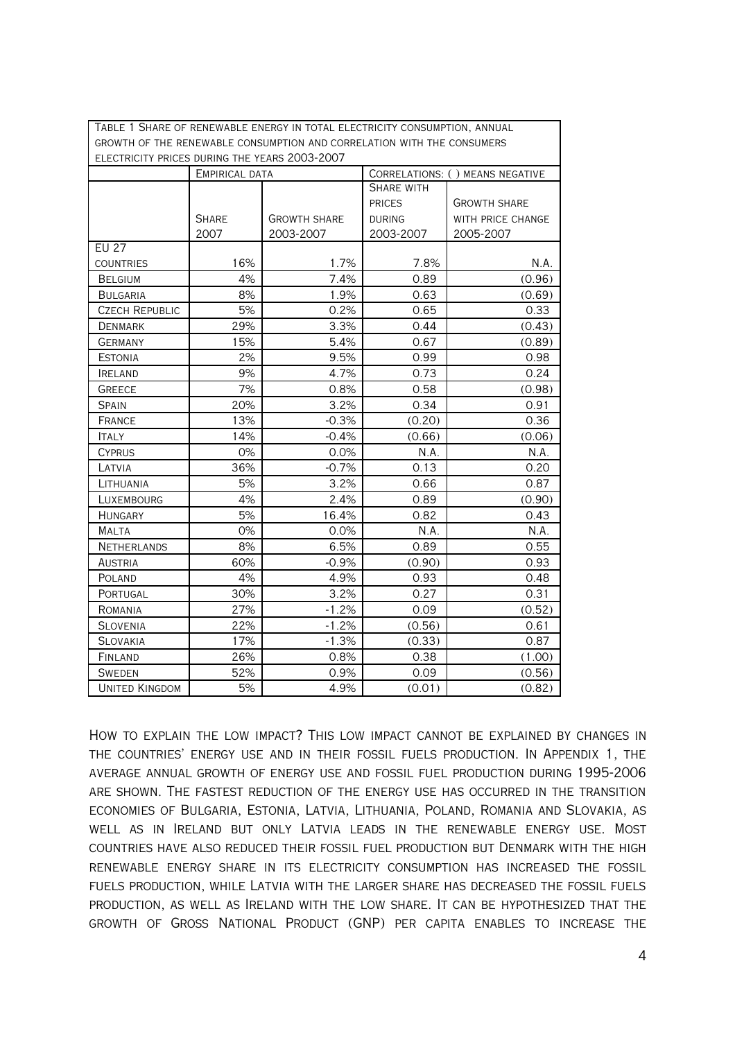Table 1 Share of renewable energy in total electricity consumption, annual growth of the renewable consumption and correlation with the consumers electricity prices during the years 2003-2007

| | Empirical data | | Correlations: ( ) means negative | |
|---|---|---|---|---|
| | Share 2007 | Growth share 2003-2007 | Share with prices during 2003-2007 | Growth share with price change 2005-2007 |
| EU 27 countries | 16% | 1.7% | 7.8% | N.A. |
| Belgium | 4% | 7.4% | 0.89 | (0.96) |
| Bulgaria | 8% | 1.9% | 0.63 | (0.69) |
| Czech Republic | 5% | 0.2% | 0.65 | 0.33 |
| Denmark | 29% | 3.3% | 0.44 | (0.43) |
| Germany | 15% | 5.4% | 0.67 | (0.89) |
| Estonia | 2% | 9.5% | 0.99 | 0.98 |
| Ireland | 9% | 4.7% | 0.73 | 0.24 |
| Greece | 7% | 0.8% | 0.58 | (0.98) |
| Spain | 20% | 3.2% | 0.34 | 0.91 |
| France | 13% | -0.3% | (0.20) | 0.36 |
| Italy | 14% | -0.4% | (0.66) | (0.06) |
| Cyprus | 0% | 0.0% | N.A. | N.A. |
| Latvia | 36% | -0.7% | 0.13 | 0.20 |
| Lithuania | 5% | 3.2% | 0.66 | 0.87 |
| Luxembourg | 4% | 2.4% | 0.89 | (0.90) |
| Hungary | 5% | 16.4% | 0.82 | 0.43 |
| Malta | 0% | 0.0% | N.A. | N.A. |
| Netherlands | 8% | 6.5% | 0.89 | 0.55 |
| Austria | 60% | -0.9% | (0.90) | 0.93 |
| Poland | 4% | 4.9% | 0.93 | 0.48 |
| Portugal | 30% | 3.2% | 0.27 | 0.31 |
| Romania | 27% | -1.2% | 0.09 | (0.52) |
| Slovenia | 22% | -1.2% | (0.56) | 0.61 |
| Slovakia | 17% | -1.3% | (0.33) | 0.87 |
| Finland | 26% | 0.8% | 0.38 | (1.00) |
| Sweden | 52% | 0.9% | 0.09 | (0.56) |
| United Kingdom | 5% | 4.9% | (0.01) | (0.82) |

How to explain the low impact? This low impact cannot be explained by changes in the countries' energy use and in their fossil fuels production. In Appendix 1, the average annual growth of energy use and fossil fuel production during 1995-2006 are shown. The fastest reduction of the energy use has occurred in the transition economies of Bulgaria, Estonia, Latvia, Lithuania, Poland, Romania and Slovakia, as well as in Ireland but only Latvia leads in the renewable energy use. Most countries have also reduced their fossil fuel production but Denmark with the high renewable energy share in its electricity consumption has increased the fossil fuels production, while Latvia with the larger share has decreased the fossil fuels production, as well as Ireland with the low share. It can be hypothesized that the growth of Gross National Product (GNP) per capita enables to increase the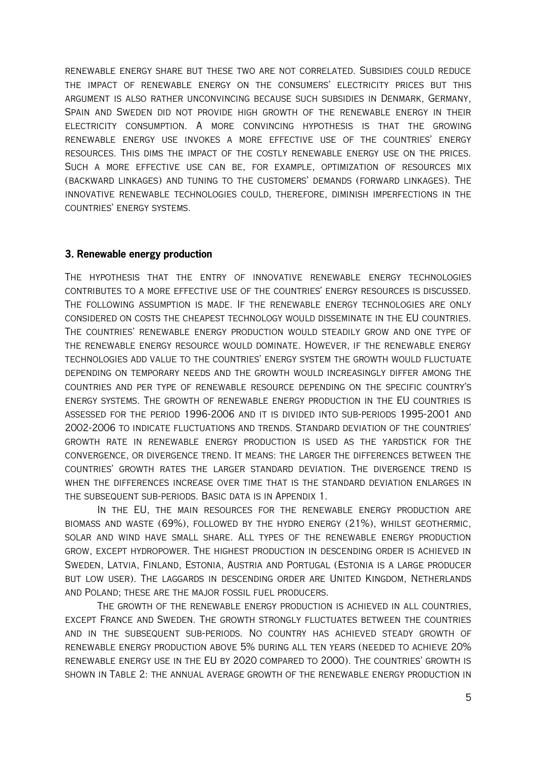renewable energy share but these two are not correlated. Subsidies could reduce the impact of renewable energy on the consumers' electricity prices but this argument is also rather unconvincing because such subsidies in Denmark, Germany, Spain and Sweden did not provide high growth of the renewable energy in their electricity consumption. A more convincing hypothesis is that the growing renewable energy use invokes a more effective use of the countries' energy resources. This dims the impact of the costly renewable energy use on the prices. Such a more effective use can be, for example, optimization of resources mix (backward linkages) and tuning to the customers' demands (forward linkages). The innovative renewable technologies could, therefore, diminish imperfections in the countries' energy systems.

### 3. Renewable energy production

The hypothesis that the entry of innovative renewable energy technologies contributes to a more effective use of the countries' energy resources is discussed. The following assumption is made. If the renewable energy technologies are only considered on costs the cheapest technology would disseminate in the EU countries. The countries' renewable energy production would steadily grow and one type of the renewable energy resource would dominate. However, if the renewable energy technologies add value to the countries' energy system the growth would fluctuate depending on temporary needs and the growth would increasingly differ among the countries and per type of renewable resource depending on the specific country's energy systems. The growth of renewable energy production in the EU countries is assessed for the period 1996-2006 and it is divided into sub-periods 1995-2001 and 2002-2006 to indicate fluctuations and trends. Standard deviation of the countries' growth rate in renewable energy production is used as the yardstick for the convergence, or divergence trend. It means: the larger the differences between the countries' growth rates the larger standard deviation. The divergence trend is when the differences increase over time that is the standard deviation enlarges in the subsequent sub-periods. Basic data is in Appendix 1.

In the EU, the main resources for the renewable energy production are biomass and waste (69%), followed by the hydro energy (21%), whilst geothermic, solar and wind have small share. All types of the renewable energy production grow, except hydropower. The highest production in descending order is achieved in Sweden, Latvia, Finland, Estonia, Austria and Portugal (Estonia is a large producer but low user). The laggards in descending order are United Kingdom, Netherlands and Poland; these are the major fossil fuel producers.

The growth of the renewable energy production is achieved in all countries, except France and Sweden. The growth strongly fluctuates between the countries and in the subsequent sub-periods. No country has achieved steady growth of renewable energy production above 5% during all ten years (needed to achieve 20% renewable energy use in the EU by 2020 compared to 2000). The countries' growth is shown in Table 2: the annual average growth of the renewable energy production in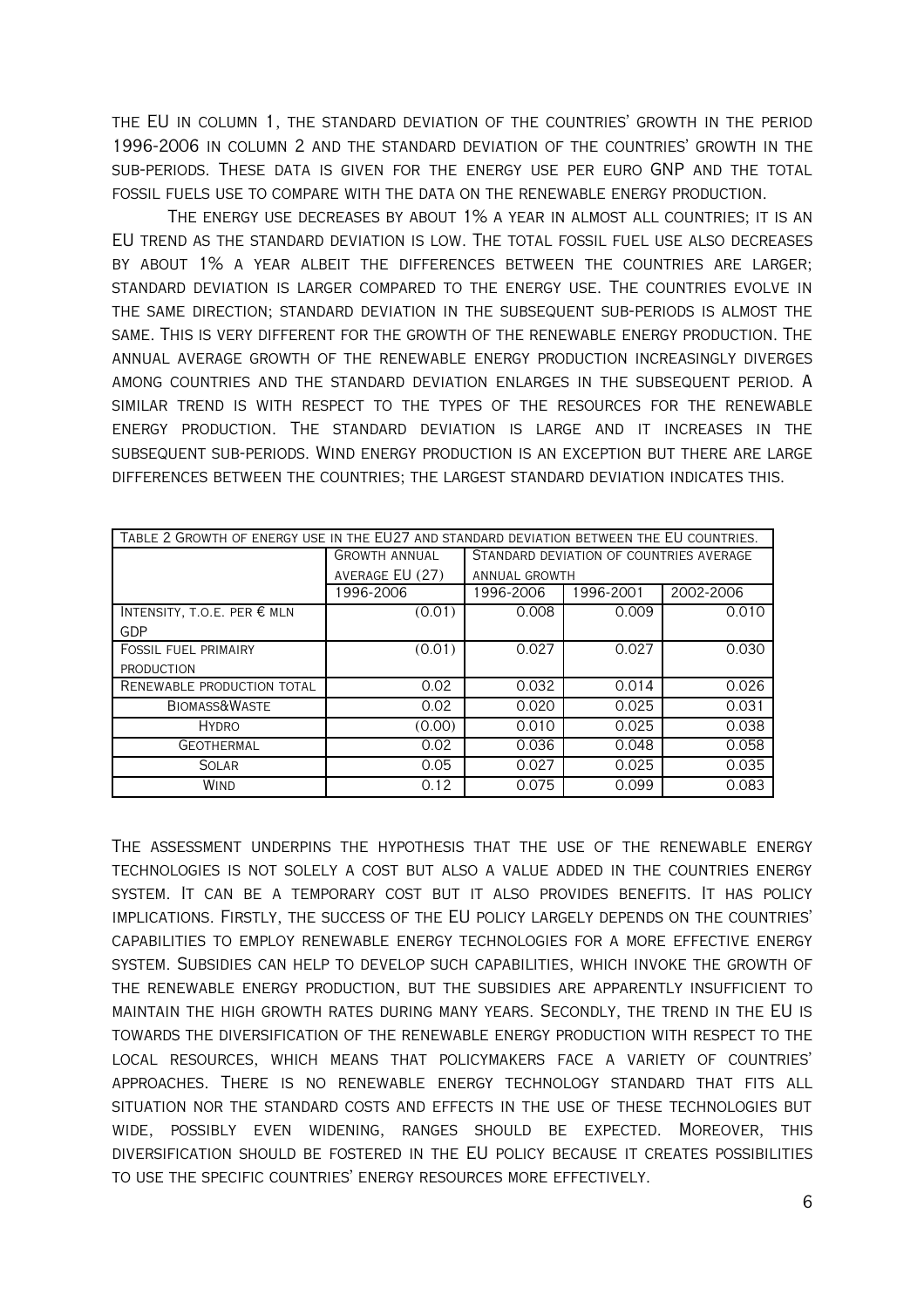the EU in column 1, the standard deviation of the countries' growth in the period 1996-2006 in column 2 and the standard deviation of the countries' growth in the sub-periods. These data is given for the energy use per euro GNP and the total fossil fuels use to compare with the data on the renewable energy production.

The energy use decreases by about 1% a year in almost all countries; it is an EU trend as the standard deviation is low. The total fossil fuel use also decreases by about 1% a year albeit the differences between the countries are larger; standard deviation is larger compared to the energy use. The countries evolve in the same direction; standard deviation in the subsequent sub-periods is almost the same. This is very different for the growth of the renewable energy production. The annual average growth of the renewable energy production increasingly diverges among countries and the standard deviation enlarges in the subsequent period. A similar trend is with respect to the types of the resources for the renewable energy production. The standard deviation is large and it increases in the subsequent sub-periods. Wind energy production is an exception but there are large differences between the countries; the largest standard deviation indicates this.

| Table 2 Growth of energy use in the EU27 and standard deviation between the EU countries. | | | | |
|---|---|---|---|---|
| | Growth annual average EU (27) | Standard deviation of countries average annual growth | | |
| | 1996-2006 | 1996-2006 | 1996-2001 | 2002-2006 |
| Intensity, t.o.e. per € mln GDP | (0.01) | 0.008 | 0.009 | 0.010 |
| Fossil fuel primairy production | (0.01) | 0.027 | 0.027 | 0.030 |
| Renewable production total | 0.02 | 0.032 | 0.014 | 0.026 |
| Biomass&Waste | 0.02 | 0.020 | 0.025 | 0.031 |
| Hydro | (0.00) | 0.010 | 0.025 | 0.038 |
| Geothermal | 0.02 | 0.036 | 0.048 | 0.058 |
| Solar | 0.05 | 0.027 | 0.025 | 0.035 |
| Wind | 0.12 | 0.075 | 0.099 | 0.083 |

The assessment underpins the hypothesis that the use of the renewable energy technologies is not solely a cost but also a value added in the countries energy system. It can be a temporary cost but it also provides benefits. It has policy implications. Firstly, the success of the EU policy largely depends on the countries' capabilities to employ renewable energy technologies for a more effective energy system. Subsidies can help to develop such capabilities, which invoke the growth of the renewable energy production, but the subsidies are apparently insufficient to maintain the high growth rates during many years. Secondly, the trend in the EU is towards the diversification of the renewable energy production with respect to the local resources, which means that policymakers face a variety of countries' approaches. There is no renewable energy technology standard that fits all situation nor the standard costs and effects in the use of these technologies but wide, possibly even widening, ranges should be expected. Moreover, this diversification should be fostered in the EU policy because it creates possibilities to use the specific countries' energy resources more effectively.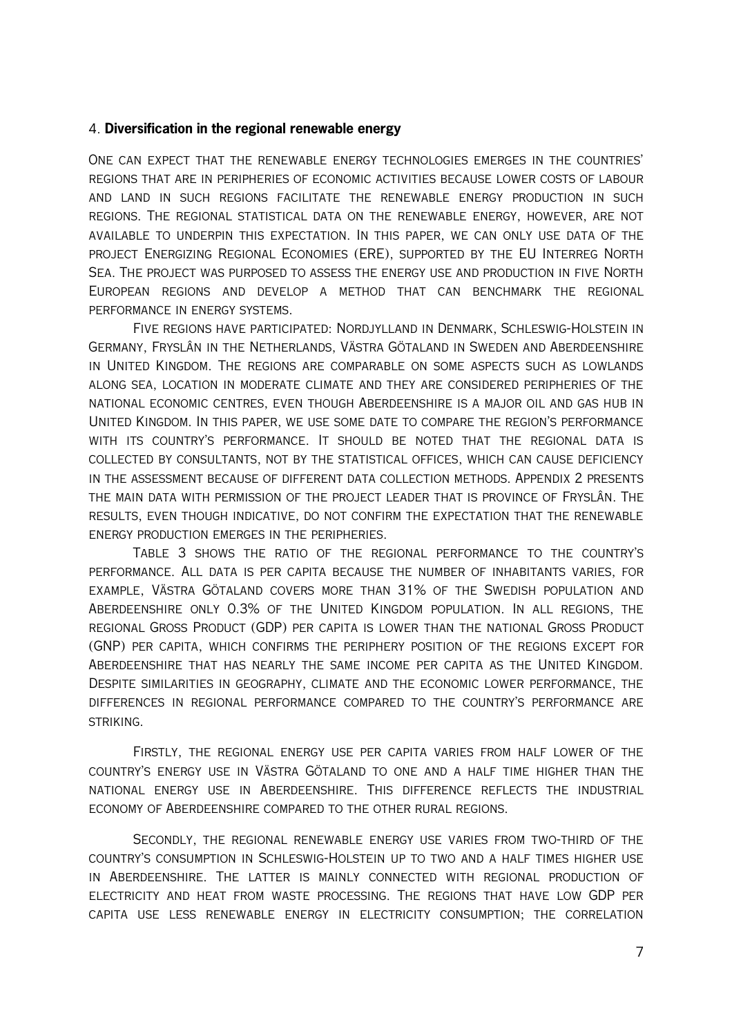## 4. **Diversification in the regional renewable energy**

One can expect that the renewable energy technologies emerges in the countries' regions that are in peripheries of economic activities because lower costs of labour and land in such regions facilitate the renewable energy production in such regions. The regional statistical data on the renewable energy, however, are not available to underpin this expectation. In this paper, we can only use data of the project Energizing Regional Economies (ERE), supported by the EU Interreg North Sea. The project was purposed to assess the energy use and production in five North European regions and develop a method that can benchmark the regional performance in energy systems.

Five regions have participated: Nordjylland in Denmark, Schleswig-Holstein in Germany, Fryslân in the Netherlands, Västra Götaland in Sweden and Aberdeenshire in United Kingdom. The regions are comparable on some aspects such as lowlands along sea, location in moderate climate and they are considered peripheries of the national economic centres, even though Aberdeenshire is a major oil and gas hub in United Kingdom. In this paper, we use some date to compare the region's performance with its country's performance. It should be noted that the regional data is collected by consultants, not by the statistical offices, which can cause deficiency in the assessment because of different data collection methods. Appendix 2 presents the main data with permission of the project leader that is province of Fryslân. The results, even though indicative, do not confirm the expectation that the renewable energy production emerges in the peripheries.

Table 3 shows the ratio of the regional performance to the country's performance. All data is per capita because the number of inhabitants varies, for example, Västra Götaland covers more than 31% of the Swedish population and Aberdeenshire only 0.3% of the United Kingdom population. In all regions, the regional Gross Product (GDP) per capita is lower than the national Gross Product (GNP) per capita, which confirms the periphery position of the regions except for Aberdeenshire that has nearly the same income per capita as the United Kingdom. Despite similarities in geography, climate and the economic lower performance, the differences in regional performance compared to the country's performance are striking.

Firstly, the regional energy use per capita varies from half lower of the country's energy use in Västra Götaland to one and a half time higher than the national energy use in Aberdeenshire. This difference reflects the industrial economy of Aberdeenshire compared to the other rural regions.

Secondly, the regional renewable energy use varies from two-third of the country's consumption in Schleswig-Holstein up to two and a half times higher use in Aberdeenshire. The latter is mainly connected with regional production of electricity and heat from waste processing. The regions that have low GDP per capita use less renewable energy in electricity consumption; the correlation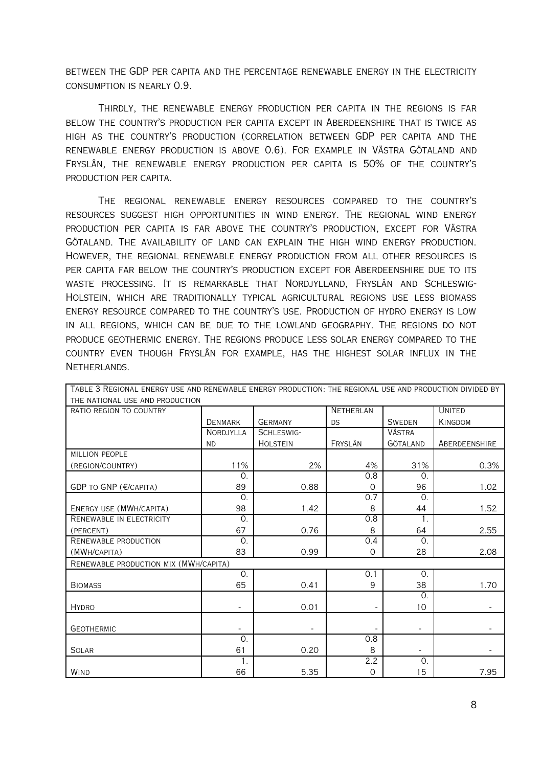between the GDP per capita and the percentage renewable energy in the electricity consumption is nearly 0.9.

Thirdly, the renewable energy production per capita in the regions is far below the country's production per capita except in Aberdeenshire that is twice as high as the country's production (correlation between GDP per capita and the renewable energy production is above 0.6). For example in Västra Götaland and Fryslân, the renewable energy production per capita is 50% of the country's production per capita.

The regional renewable energy resources compared to the country's resources suggest high opportunities in wind energy. The regional wind energy production per capita is far above the country's production, except for Västra Götaland. The availability of land can explain the high wind energy production. However, the regional renewable energy production from all other resources is per capita far below the country's production except for Aberdeenshire due to its waste processing. It is remarkable that Nordjylland, Fryslân and Schleswig-Holstein, which are traditionally typical agricultural regions use less biomass energy resource compared to the country's use. Production of hydro energy is low in all regions, which can be due to the lowland geography. The regions do not produce geothermic energy. The regions produce less solar energy compared to the country even though Fryslân for example, has the highest solar influx in the Netherlands.

Table 3 Regional energy use and renewable energy production: the regional use and production divided by the national use and production

| Ratio region to country | Denmark<br>Nordjylland | Germany<br>Schleswig-Holstein | Netherlands<br>Fryslân | Sweden<br>Västra Götaland | United Kingdom<br>Aberdeenshire |
|---|---|---|---|---|---|
| Million people (region/country) | 11% | 2% | 4% | 31% | 0.3% |
| GDP to GNP (€/capita) | 0.89 | 0.88 | 0.80 | 0.96 | 1.02 |
| Energy use (MWh/capita) | 0.98 | 1.42 | 0.78 | 0.44 | 1.52 |
| Renewable in electricity (percent) | 0.67 | 0.76 | 0.88 | 1.64 | 2.55 |
| Renewable production (MWh/capita) | 0.83 | 0.99 | 0.40 | 0.28 | 2.08 |
| Renewable production mix (MWh/capita) | | | | | |
| Biomass | 0.65 | 0.41 | 0.19 | 0.38 | 1.70 |
| Hydro | - | 0.01 | - | 0.10 | - |
| Geothermic | - | - | - | - | - |
| Solar | 0.61 | 0.20 | 0.88 | - | - |
| Wind | 1.66 | 5.35 | 2.20 | 0.15 | 7.95 |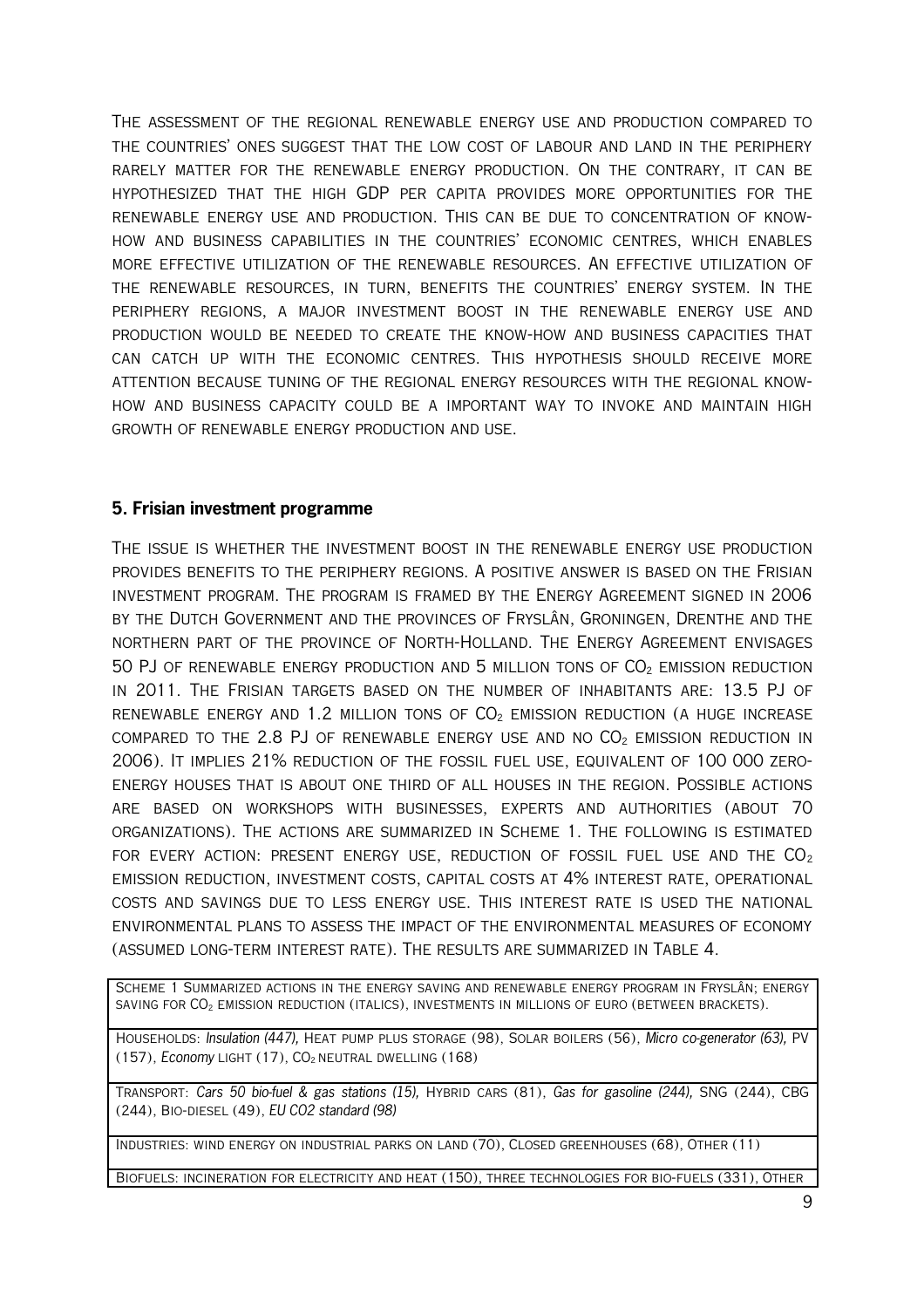The assessment of the regional renewable energy use and production compared to the countries' ones suggest that the low cost of labour and land in the periphery rarely matter for the renewable energy production. On the contrary, it can be hypothesized that the high GDP per capita provides more opportunities for the renewable energy use and production. This can be due to concentration of know-how and business capabilities in the countries' economic centres, which enables more effective utilization of the renewable resources. An effective utilization of the renewable resources, in turn, benefits the countries' energy system. In the periphery regions, a major investment boost in the renewable energy use and production would be needed to create the know-how and business capacities that can catch up with the economic centres. This hypothesis should receive more attention because tuning of the regional energy resources with the regional know-how and business capacity could be a important way to invoke and maintain high growth of renewable energy production and use.

## 5. Frisian investment programme

The issue is whether the investment boost in the renewable energy use production provides benefits to the periphery regions. A positive answer is based on the Frisian investment program. The program is framed by the Energy Agreement signed in 2006 by the Dutch Government and the provinces of Fryslân, Groningen, Drenthe and the northern part of the province of North-Holland. The Energy Agreement envisages 50 PJ of renewable energy production and 5 million tons of $CO_2$ emission reduction in 2011. The Frisian targets based on the number of inhabitants are: 13.5 PJ of renewable energy and 1.2 million tons of $CO_2$ emission reduction (a huge increase compared to the 2.8 PJ of renewable energy use and no $CO_2$ emission reduction in 2006). It implies 21% reduction of the fossil fuel use, equivalent of 100 000 zero-energy houses that is about one third of all houses in the region. Possible actions are based on workshops with businesses, experts and authorities (about 70 organizations). The actions are summarized in Scheme 1. The following is estimated for every action: present energy use, reduction of fossil fuel use and the $CO_2$ emission reduction, investment costs, capital costs at 4% interest rate, operational costs and savings due to less energy use. This interest rate is used the national environmental plans to assess the impact of the environmental measures of economy (assumed long-term interest rate). The results are summarized in Table 4.

| Scheme 1 Summarized actions in the energy saving and renewable energy program in Fryslân; energy saving for $CO_2$ emission reduction (italics), investments in millions of euro (between brackets). |
| --- |
| Households: *Insulation (447),* Heat pump plus storage (98), Solar boilers (56), *Micro co-generator (63),* PV (157), *Economy* light (17), $CO_2$ neutral dwelling (168) |
| Transport: *Cars 50 bio-fuel & gas stations (15),* Hybrid cars (81), *Gas for gasoline (244),* SNG (244), CBG (244), Bio-diesel (49), *EU CO2 standard (98)* |
| Industries: wind energy on industrial parks on land (70), Closed greenhouses (68), Other (11) |
| Biofuels: incineration for electricity and heat (150), three technologies for bio-fuels (331), Other |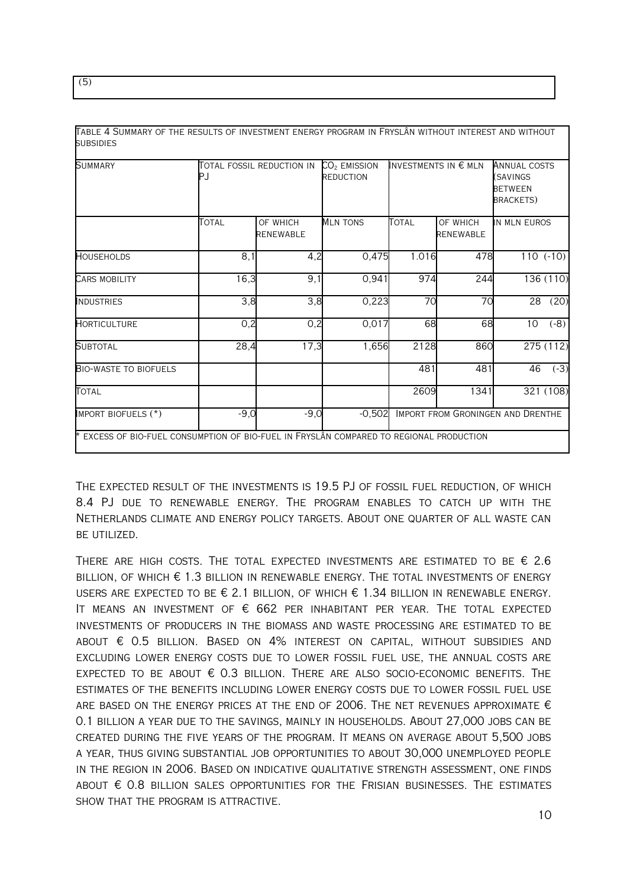(5)

Table 4 Summary of the results of investment energy program in Fryslân without interest and without subsidies

| Summary | Total fossil reduction in PJ | | $CO_2$ emission reduction | Investments in € mln | | Annual costs (savings between brackets) |
|---|---|---|---|---|---|---|
| | Total | of which renewable | Mln tons | Total | of which renewable | in mln euros |
| Households | 8,1 | 4,2 | 0,475 | 1.016 | 478 | 110 (-10) |
| Cars mobility | 16,3 | 9,1 | 0,941 | 974 | 244 | 136 (110) |
| Industries | 3,8 | 3,8 | 0,223 | 70 | 70 | 28 (20) |
| Horticulture | 0,2 | 0,2 | 0,017 | 68 | 68 | 10 (-8) |
| Subtotal | 28,4 | 17,3 | 1,656 | 2128 | 860 | 275 (112) |
| Bio-waste to biofuels | | | | 481 | 481 | 46 (-3) |
| Total | | | | 2609 | 1341 | 321 (108) |
| Import biofuels (*) | -9,0 | -9,0 | -0,502 | Import from Groningen and Drenthe | | |

* Excess of bio-fuel consumption of bio-fuel in Fryslân compared to regional production

The expected result of the investments is 19.5 PJ of fossil fuel reduction, of which 8.4 PJ due to renewable energy. The program enables to catch up with the Netherlands climate and energy policy targets. About one quarter of all waste can be utilized.

There are high costs. The total expected investments are estimated to be € 2.6 billion, of which € 1.3 billion in renewable energy. The total investments of energy users are expected to be € 2.1 billion, of which € 1.34 billion in renewable energy. It means an investment of € 662 per inhabitant per year. The total expected investments of producers in the biomass and waste processing are estimated to be about € 0.5 billion. Based on 4% interest on capital, without subsidies and excluding lower energy costs due to lower fossil fuel use, the annual costs are expected to be about € 0.3 billion. There are also socio-economic benefits. The estimates of the benefits including lower energy costs due to lower fossil fuel use are based on the energy prices at the end of 2006. The net revenues approximate € 0.1 billion a year due to the savings, mainly in households. About 27,000 jobs can be created during the five years of the program. It means on average about 5,500 jobs a year, thus giving substantial job opportunities to about 30,000 unemployed people in the region in 2006. Based on indicative qualitative strength assessment, one finds about € 0.8 billion sales opportunities for the Frisian businesses. The estimates show that the program is attractive.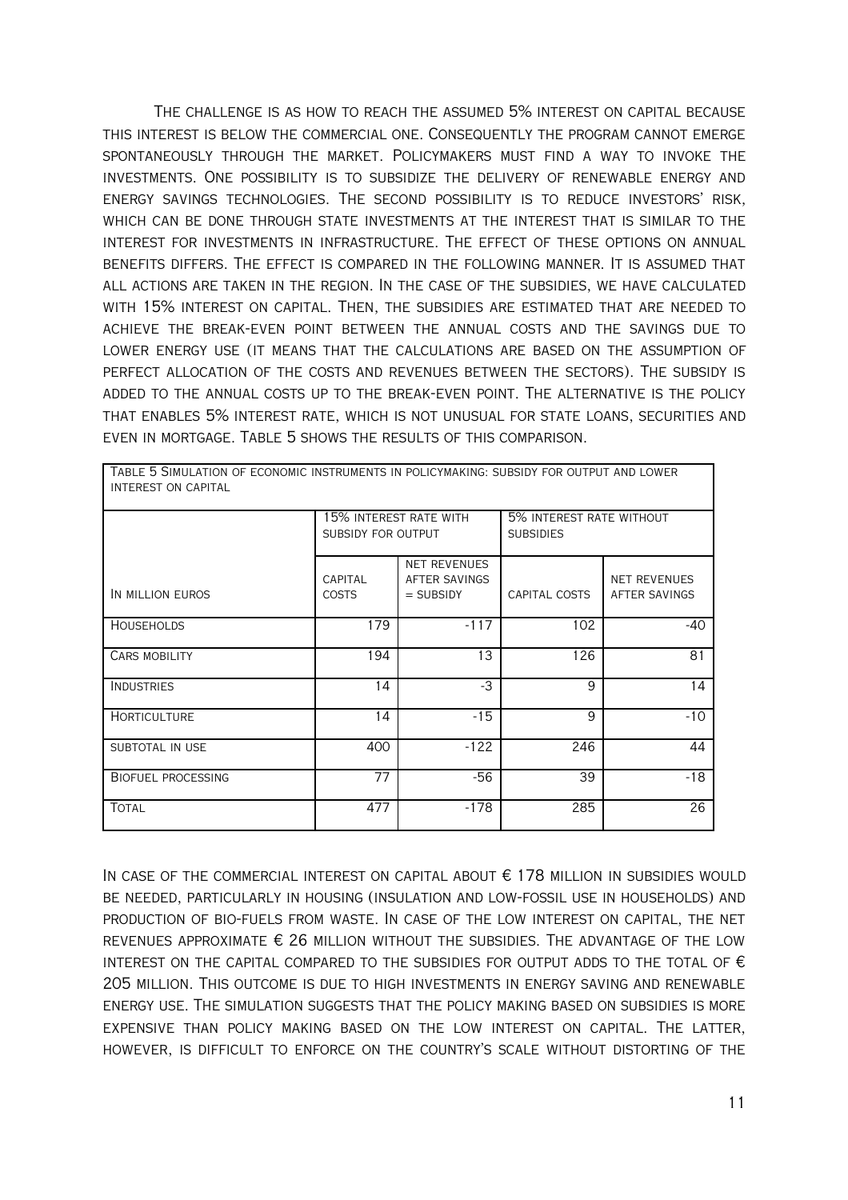The challenge is as how to reach the assumed 5% interest on capital because this interest is below the commercial one. Consequently the program cannot emerge spontaneously through the market. Policymakers must find a way to invoke the investments. One possibility is to subsidize the delivery of renewable energy and energy savings technologies. The second possibility is to reduce investors' risk, which can be done through state investments at the interest that is similar to the interest for investments in infrastructure. The effect of these options on annual benefits differs. The effect is compared in the following manner. It is assumed that all actions are taken in the region. In the case of the subsidies, we have calculated with 15% interest on capital. Then, the subsidies are estimated that are needed to achieve the break-even point between the annual costs and the savings due to lower energy use (it means that the calculations are based on the assumption of perfect allocation of the costs and revenues between the sectors). The subsidy is added to the annual costs up to the break-even point. The alternative is the policy that enables 5% interest rate, which is not unusual for state loans, securities and even in mortgage. Table 5 shows the results of this comparison.

Table 5 Simulation of economic instruments in policymaking: subsidy for output and lower interest on capital

| | 15% interest rate with subsidy for output | | 5% interest rate without subsidies | |
|---|---|---|---|---|
| In million euros | Capital costs | Net revenues after savings = subsidy | Capital costs | Net revenues after savings |
| Households | 179 | -117 | 102 | -40 |
| Cars mobility | 194 | 13 | 126 | 81 |
| Industries | 14 | -3 | 9 | 14 |
| Horticulture | 14 | -15 | 9 | -10 |
| Subtotal in use | 400 | -122 | 246 | 44 |
| Biofuel processing | 77 | -56 | 39 | -18 |
| Total | 477 | -178 | 285 | 26 |

In case of the commercial interest on capital about € 178 million in subsidies would be needed, particularly in housing (insulation and low-fossil use in households) and production of bio-fuels from waste. In case of the low interest on capital, the net revenues approximate € 26 million without the subsidies. The advantage of the low interest on the capital compared to the subsidies for output adds to the total of € 205 million. This outcome is due to high investments in energy saving and renewable energy use. The simulation suggests that the policy making based on subsidies is more expensive than policy making based on the low interest on capital. The latter, however, is difficult to enforce on the country's scale without distorting of the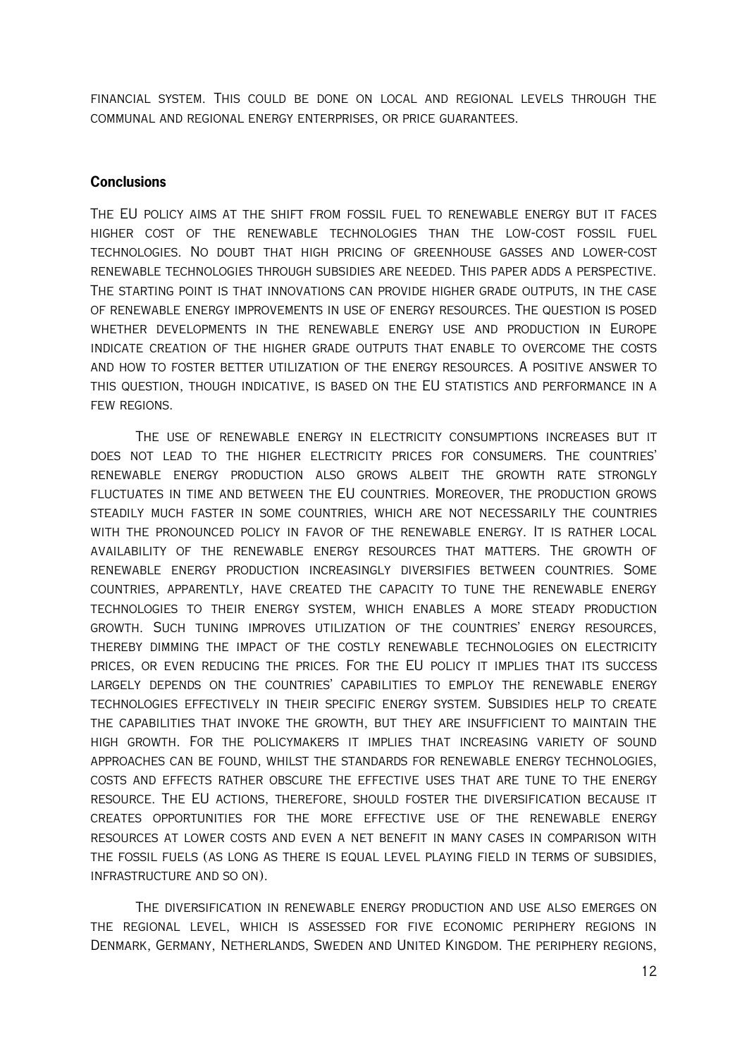financial system. This could be done on local and regional levels through the communal and regional energy enterprises, or price guarantees.

## Conclusions

The EU policy aims at the shift from fossil fuel to renewable energy but it faces higher cost of the renewable technologies than the low-cost fossil fuel technologies. No doubt that high pricing of greenhouse gasses and lower-cost renewable technologies through subsidies are needed. This paper adds a perspective. The starting point is that innovations can provide higher grade outputs, in the case of renewable energy improvements in use of energy resources. The question is posed whether developments in the renewable energy use and production in Europe indicate creation of the higher grade outputs that enable to overcome the costs and how to foster better utilization of the energy resources. A positive answer to this question, though indicative, is based on the EU statistics and performance in a few regions.

The use of renewable energy in electricity consumptions increases but it does not lead to the higher electricity prices for consumers. The countries' renewable energy production also grows albeit the growth rate strongly fluctuates in time and between the EU countries. Moreover, the production grows steadily much faster in some countries, which are not necessarily the countries with the pronounced policy in favor of the renewable energy. It is rather local availability of the renewable energy resources that matters. The growth of renewable energy production increasingly diversifies between countries. Some countries, apparently, have created the capacity to tune the renewable energy technologies to their energy system, which enables a more steady production growth. Such tuning improves utilization of the countries' energy resources, thereby dimming the impact of the costly renewable technologies on electricity prices, or even reducing the prices. For the EU policy it implies that its success largely depends on the countries' capabilities to employ the renewable energy technologies effectively in their specific energy system. Subsidies help to create the capabilities that invoke the growth, but they are insufficient to maintain the high growth. For the policymakers it implies that increasing variety of sound approaches can be found, whilst the standards for renewable energy technologies, costs and effects rather obscure the effective uses that are tune to the energy resource. The EU actions, therefore, should foster the diversification because it creates opportunities for the more effective use of the renewable energy resources at lower costs and even a net benefit in many cases in comparison with the fossil fuels (as long as there is equal level playing field in terms of subsidies, infrastructure and so on).

The diversification in renewable energy production and use also emerges on the regional level, which is assessed for five economic periphery regions in Denmark, Germany, Netherlands, Sweden and United Kingdom. The periphery regions,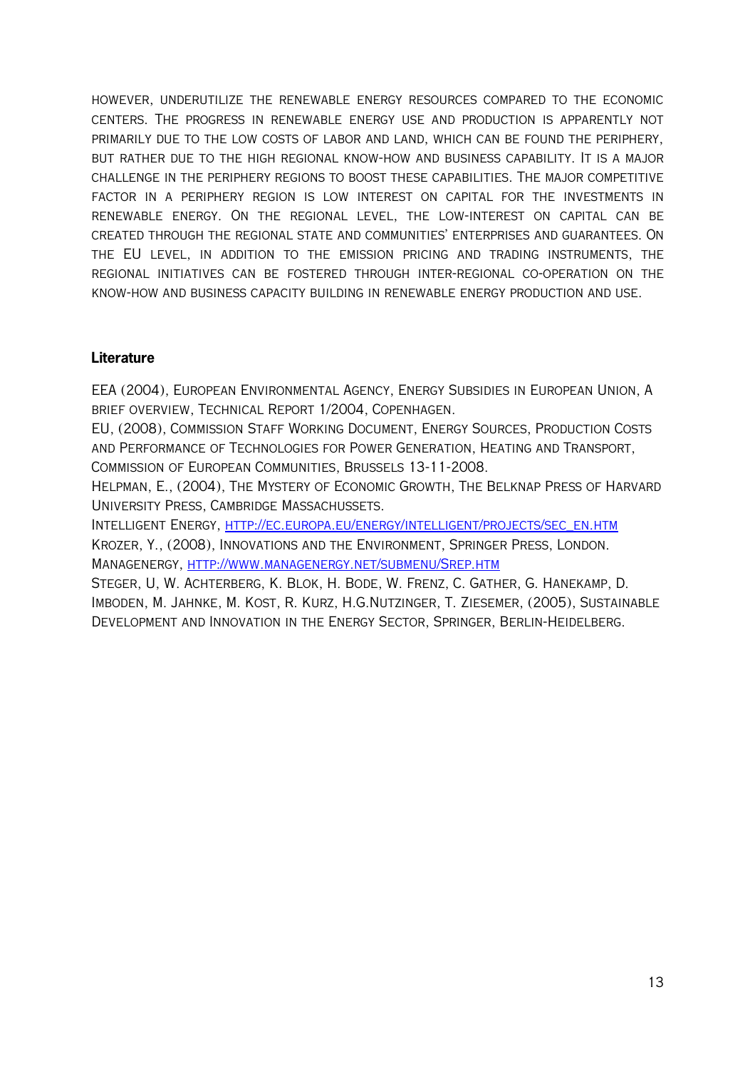however, underutilize the renewable energy resources compared to the economic centers. The progress in renewable energy use and production is apparently not primarily due to the low costs of labor and land, which can be found the periphery, but rather due to the high regional know-how and business capability. It is a major challenge in the periphery regions to boost these capabilities. The major competitive factor in a periphery region is low interest on capital for the investments in renewable energy. On the regional level, the low-interest on capital can be created through the regional state and communities' enterprises and guarantees. On the EU level, in addition to the emission pricing and trading instruments, the regional initiatives can be fostered through inter-regional co-operation on the know-how and business capacity building in renewable energy production and use.

## Literature

EEA (2004), European Environmental Agency, Energy Subsidies in European Union, A brief overview, Technical Report 1/2004, Copenhagen.

EU, (2008), Commission Staff Working Document, Energy Sources, Production Costs and Performance of Technologies for Power Generation, Heating and Transport, Commission of European Communities, Brussels 13-11-2008.

Helpman, E., (2004), The Mystery of Economic Growth, The Belknap Press of Harvard University Press, Cambridge Massachussets.

Intelligent Energy, http://ec.europa.eu/energy/intelligent/projects/sec_en.htm

Krozer, Y., (2008), Innovations and the Environment, Springer Press, London.

Managenergy, http://www.managenergy.net/submenu/Srep.htm

Steger, U, W. Achterberg, K. Blok, H. Bode, W. Frenz, C. Gather, G. Hanekamp, D. Imboden, M. Jahnke, M. Kost, R. Kurz, H.G.Nutzinger, T. Ziesemer, (2005), Sustainable Development and Innovation in the Energy Sector, Springer, Berlin-Heidelberg.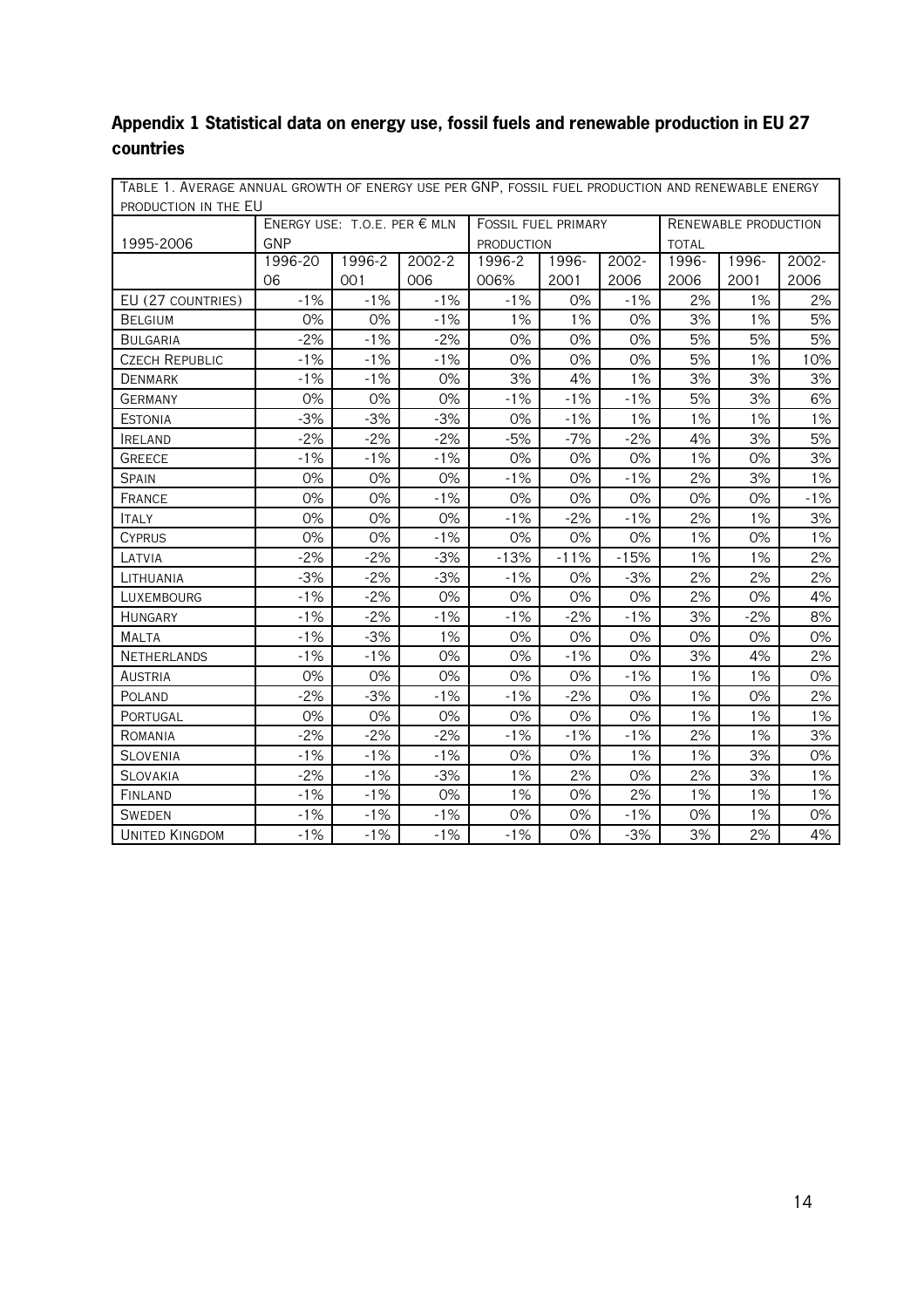## Appendix 1 Statistical data on energy use, fossil fuels and renewable production in EU 27 countries

| TABLE 1. AVERAGE ANNUAL GROWTH OF ENERGY USE PER GNP, FOSSIL FUEL PRODUCTION AND RENEWABLE ENERGY PRODUCTION IN THE EU | | | | | | | | | |
|---|---|---|---|---|---|---|---|---|---|
| 1995-2006 | ENERGY USE: T.O.E. PER € MLN GNP | | | FOSSIL FUEL PRIMARY PRODUCTION | | | RENEWABLE PRODUCTION TOTAL | | |
| | 1996-2006 | 1996-2001 | 2002-2006 | 1996-2006% | 1996-2001 | 2002-2006 | 1996-2006 | 1996-2001 | 2002-2006 |
| EU (27 COUNTRIES) | -1% | -1% | -1% | -1% | 0% | -1% | 2% | 1% | 2% |
| BELGIUM | 0% | 0% | -1% | 1% | 1% | 0% | 3% | 1% | 5% |
| BULGARIA | -2% | -1% | -2% | 0% | 0% | 0% | 5% | 5% | 5% |
| CZECH REPUBLIC | -1% | -1% | -1% | 0% | 0% | 0% | 5% | 1% | 10% |
| DENMARK | -1% | -1% | 0% | 3% | 4% | 1% | 3% | 3% | 3% |
| GERMANY | 0% | 0% | 0% | -1% | -1% | -1% | 5% | 3% | 6% |
| ESTONIA | -3% | -3% | -3% | 0% | -1% | 1% | 1% | 1% | 1% |
| IRELAND | -2% | -2% | -2% | -5% | -7% | -2% | 4% | 3% | 5% |
| GREECE | -1% | -1% | -1% | 0% | 0% | 0% | 1% | 0% | 3% |
| SPAIN | 0% | 0% | 0% | -1% | 0% | -1% | 2% | 3% | 1% |
| FRANCE | 0% | 0% | -1% | 0% | 0% | 0% | 0% | 0% | -1% |
| ITALY | 0% | 0% | 0% | -1% | -2% | -1% | 2% | 1% | 3% |
| CYPRUS | 0% | 0% | -1% | 0% | 0% | 0% | 1% | 0% | 1% |
| LATVIA | -2% | -2% | -3% | -13% | -11% | -15% | 1% | 1% | 2% |
| LITHUANIA | -3% | -2% | -3% | -1% | 0% | -3% | 2% | 2% | 2% |
| LUXEMBOURG | -1% | -2% | 0% | 0% | 0% | 0% | 2% | 0% | 4% |
| HUNGARY | -1% | -2% | -1% | -1% | -2% | -1% | 3% | -2% | 8% |
| MALTA | -1% | -3% | 1% | 0% | 0% | 0% | 0% | 0% | 0% |
| NETHERLANDS | -1% | -1% | 0% | 0% | -1% | 0% | 3% | 4% | 2% |
| AUSTRIA | 0% | 0% | 0% | 0% | 0% | -1% | 1% | 1% | 0% |
| POLAND | -2% | -3% | -1% | -1% | -2% | 0% | 1% | 0% | 2% |
| PORTUGAL | 0% | 0% | 0% | 0% | 0% | 0% | 1% | 1% | 1% |
| ROMANIA | -2% | -2% | -2% | -1% | -1% | -1% | 2% | 1% | 3% |
| SLOVENIA | -1% | -1% | -1% | 0% | 0% | 1% | 1% | 3% | 0% |
| SLOVAKIA | -2% | -1% | -3% | 1% | 2% | 0% | 2% | 3% | 1% |
| FINLAND | -1% | -1% | 0% | 1% | 0% | 2% | 1% | 1% | 1% |
| SWEDEN | -1% | -1% | -1% | 0% | 0% | -1% | 0% | 1% | 0% |
| UNITED KINGDOM | -1% | -1% | -1% | -1% | 0% | -3% | 3% | 2% | 4% |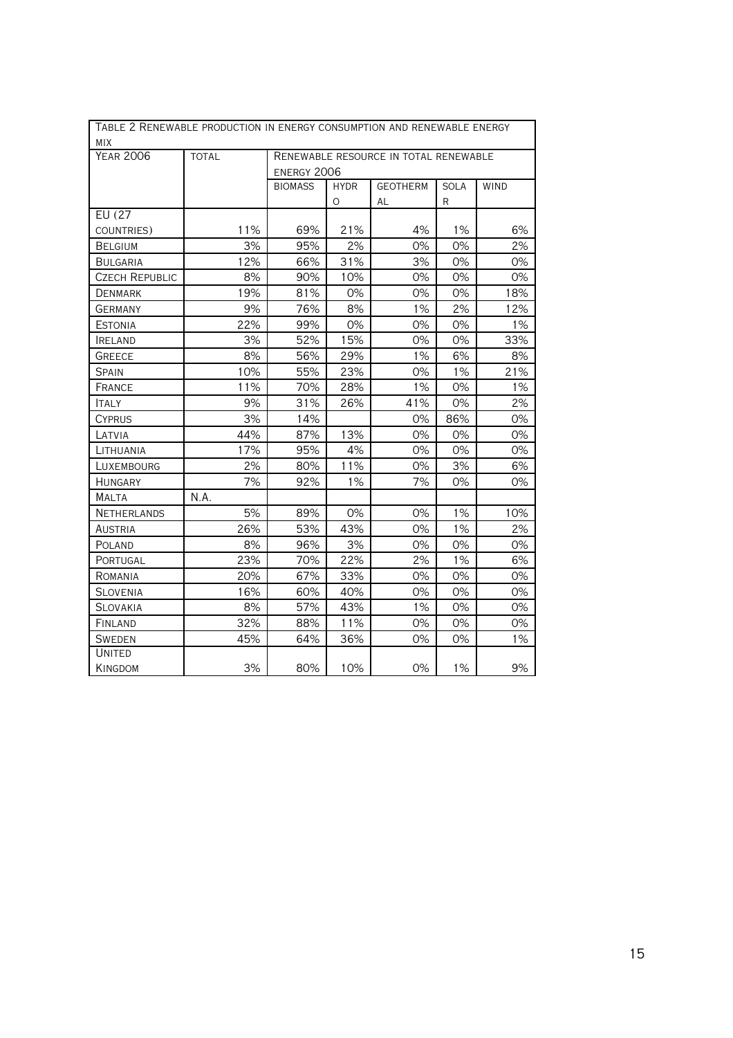| Table 2 Renewable production in energy consumption and renewable energy mix | | | | | | |
|---|---|---|---|---|---|---|
| Year 2006 | Total | Renewable resource in total renewable energy 2006 | | | | |
| | | Biomass | Hydro | Geothermal | Solar | Wind |
| EU (27 countries) | 11% | 69% | 21% | 4% | 1% | 6% |
| Belgium | 3% | 95% | 2% | 0% | 0% | 2% |
| Bulgaria | 12% | 66% | 31% | 3% | 0% | 0% |
| Czech Republic | 8% | 90% | 10% | 0% | 0% | 0% |
| Denmark | 19% | 81% | 0% | 0% | 0% | 18% |
| Germany | 9% | 76% | 8% | 1% | 2% | 12% |
| Estonia | 22% | 99% | 0% | 0% | 0% | 1% |
| Ireland | 3% | 52% | 15% | 0% | 0% | 33% |
| Greece | 8% | 56% | 29% | 1% | 6% | 8% |
| Spain | 10% | 55% | 23% | 0% | 1% | 21% |
| France | 11% | 70% | 28% | 1% | 0% | 1% |
| Italy | 9% | 31% | 26% | 41% | 0% | 2% |
| Cyprus | 3% | 14% | | 0% | 86% | 0% |
| Latvia | 44% | 87% | 13% | 0% | 0% | 0% |
| Lithuania | 17% | 95% | 4% | 0% | 0% | 0% |
| Luxembourg | 2% | 80% | 11% | 0% | 3% | 6% |
| Hungary | 7% | 92% | 1% | 7% | 0% | 0% |
| Malta | N.A. | | | | | |
| Netherlands | 5% | 89% | 0% | 0% | 1% | 10% |
| Austria | 26% | 53% | 43% | 0% | 1% | 2% |
| Poland | 8% | 96% | 3% | 0% | 0% | 0% |
| Portugal | 23% | 70% | 22% | 2% | 1% | 6% |
| Romania | 20% | 67% | 33% | 0% | 0% | 0% |
| Slovenia | 16% | 60% | 40% | 0% | 0% | 0% |
| Slovakia | 8% | 57% | 43% | 1% | 0% | 0% |
| Finland | 32% | 88% | 11% | 0% | 0% | 0% |
| Sweden | 45% | 64% | 36% | 0% | 0% | 1% |
| United Kingdom | 3% | 80% | 10% | 0% | 1% | 9% |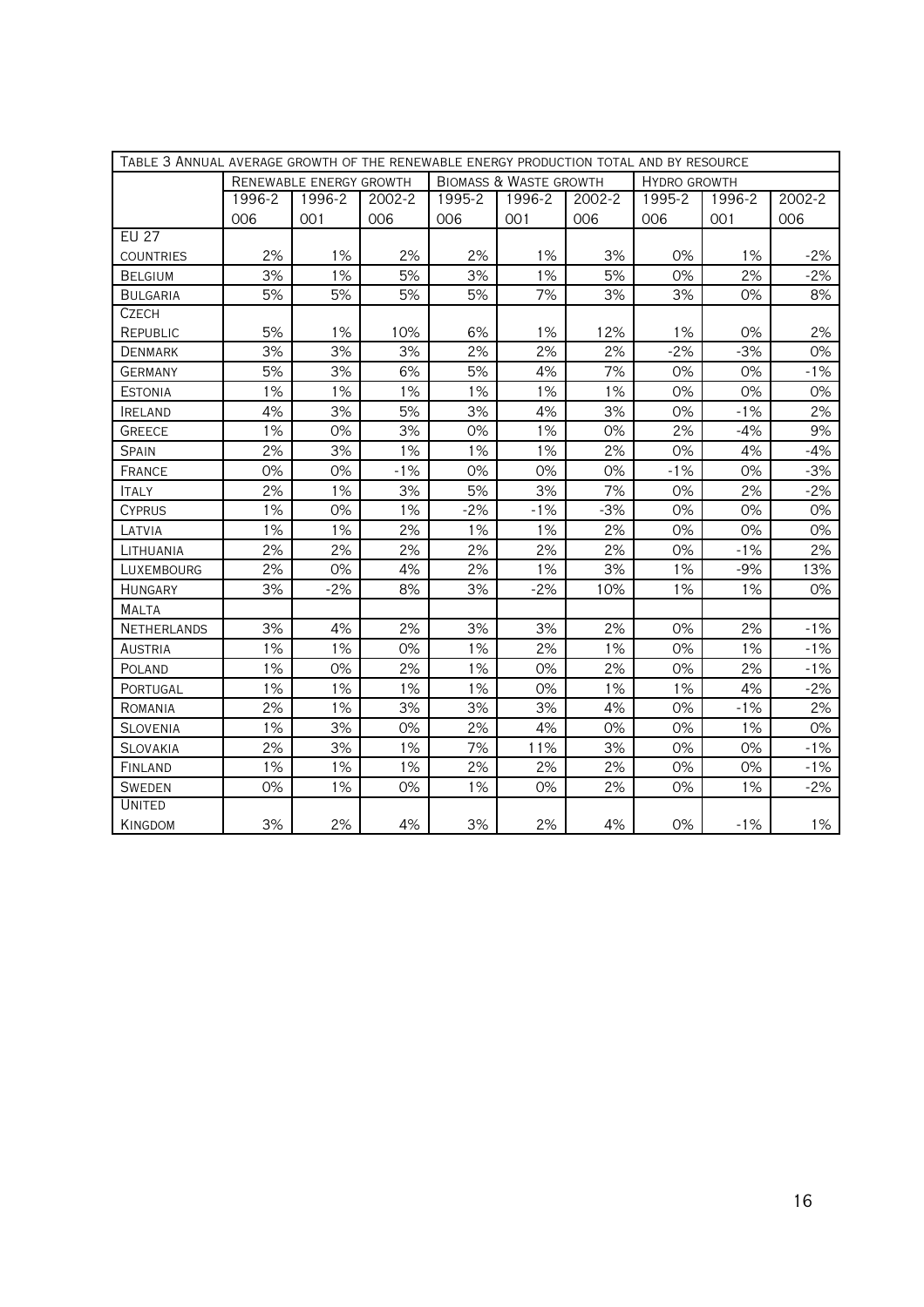| TABLE 3 ANNUAL AVERAGE GROWTH OF THE RENEWABLE ENERGY PRODUCTION TOTAL AND BY RESOURCE | | | | | | | | | |
|---|---|---|---|---|---|---|---|---|---|
| | RENEWABLE ENERGY GROWTH | | | BIOMASS & WASTE GROWTH | | | HYDRO GROWTH | | |
| | 1996-2006 | 1996-2001 | 2002-2006 | 1995-2006 | 1996-2001 | 2002-2006 | 1995-2006 | 1996-2001 | 2002-2006 |
| EU 27 COUNTRIES | 2% | 1% | 2% | 2% | 1% | 3% | 0% | 1% | -2% |
| BELGIUM | 3% | 1% | 5% | 3% | 1% | 5% | 0% | 2% | -2% |
| BULGARIA | 5% | 5% | 5% | 5% | 7% | 3% | 3% | 0% | 8% |
| CZECH REPUBLIC | 5% | 1% | 10% | 6% | 1% | 12% | 1% | 0% | 2% |
| DENMARK | 3% | 3% | 3% | 2% | 2% | 2% | -2% | -3% | 0% |
| GERMANY | 5% | 3% | 6% | 5% | 4% | 7% | 0% | 0% | -1% |
| ESTONIA | 1% | 1% | 1% | 1% | 1% | 1% | 0% | 0% | 0% |
| IRELAND | 4% | 3% | 5% | 3% | 4% | 3% | 0% | -1% | 2% |
| GREECE | 1% | 0% | 3% | 0% | 1% | 0% | 2% | -4% | 9% |
| SPAIN | 2% | 3% | 1% | 1% | 1% | 2% | 0% | 4% | -4% |
| FRANCE | 0% | 0% | -1% | 0% | 0% | 0% | -1% | 0% | -3% |
| ITALY | 2% | 1% | 3% | 5% | 3% | 7% | 0% | 2% | -2% |
| CYPRUS | 1% | 0% | 1% | -2% | -1% | -3% | 0% | 0% | 0% |
| LATVIA | 1% | 1% | 2% | 1% | 1% | 2% | 0% | 0% | 0% |
| LITHUANIA | 2% | 2% | 2% | 2% | 2% | 2% | 0% | -1% | 2% |
| LUXEMBOURG | 2% | 0% | 4% | 2% | 1% | 3% | 1% | -9% | 13% |
| HUNGARY | 3% | -2% | 8% | 3% | -2% | 10% | 1% | 1% | 0% |
| MALTA | | | | | | | | | |
| NETHERLANDS | 3% | 4% | 2% | 3% | 3% | 2% | 0% | 2% | -1% |
| AUSTRIA | 1% | 1% | 0% | 1% | 2% | 1% | 0% | 1% | -1% |
| POLAND | 1% | 0% | 2% | 1% | 0% | 2% | 0% | 2% | -1% |
| PORTUGAL | 1% | 1% | 1% | 1% | 0% | 1% | 1% | 4% | -2% |
| ROMANIA | 2% | 1% | 3% | 3% | 3% | 4% | 0% | -1% | 2% |
| SLOVENIA | 1% | 3% | 0% | 2% | 4% | 0% | 0% | 1% | 0% |
| SLOVAKIA | 2% | 3% | 1% | 7% | 11% | 3% | 0% | 0% | -1% |
| FINLAND | 1% | 1% | 1% | 2% | 2% | 2% | 0% | 0% | -1% |
| SWEDEN | 0% | 1% | 0% | 1% | 0% | 2% | 0% | 1% | -2% |
| UNITED KINGDOM | 3% | 2% | 4% | 3% | 2% | 4% | 0% | -1% | 1% |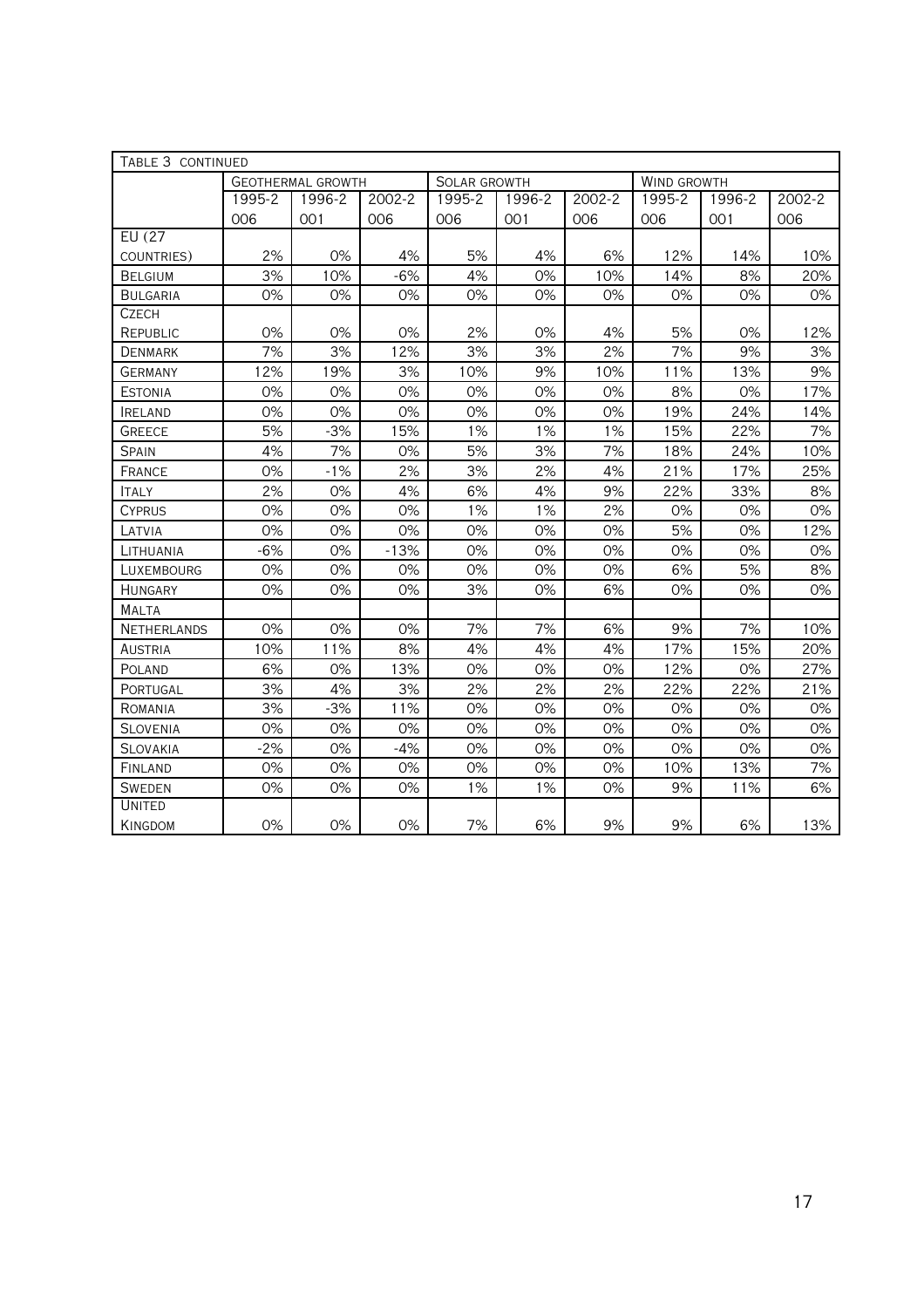| Table 3 continued | | | | | | | | | |
|---|---|---|---|---|---|---|---|---|---|
| | Geothermal growth | | | Solar growth | | | Wind growth | | |
| | 1995-2006 | 1996-2001 | 2002-2006 | 1995-2006 | 1996-2001 | 2002-2006 | 1995-2006 | 1996-2001 | 2002-2006 |
| EU (27 countries) | 2% | 0% | 4% | 5% | 4% | 6% | 12% | 14% | 10% |
| Belgium | 3% | 10% | -6% | 4% | 0% | 10% | 14% | 8% | 20% |
| Bulgaria | 0% | 0% | 0% | 0% | 0% | 0% | 0% | 0% | 0% |
| Czech Republic | 0% | 0% | 0% | 2% | 0% | 4% | 5% | 0% | 12% |
| Denmark | 7% | 3% | 12% | 3% | 3% | 2% | 7% | 9% | 3% |
| Germany | 12% | 19% | 3% | 10% | 9% | 10% | 11% | 13% | 9% |
| Estonia | 0% | 0% | 0% | 0% | 0% | 0% | 8% | 0% | 17% |
| Ireland | 0% | 0% | 0% | 0% | 0% | 0% | 19% | 24% | 14% |
| Greece | 5% | -3% | 15% | 1% | 1% | 1% | 15% | 22% | 7% |
| Spain | 4% | 7% | 0% | 5% | 3% | 7% | 18% | 24% | 10% |
| France | 0% | -1% | 2% | 3% | 2% | 4% | 21% | 17% | 25% |
| Italy | 2% | 0% | 4% | 6% | 4% | 9% | 22% | 33% | 8% |
| Cyprus | 0% | 0% | 0% | 1% | 1% | 2% | 0% | 0% | 0% |
| Latvia | 0% | 0% | 0% | 0% | 0% | 0% | 5% | 0% | 12% |
| Lithuania | -6% | 0% | -13% | 0% | 0% | 0% | 0% | 0% | 0% |
| Luxembourg | 0% | 0% | 0% | 0% | 0% | 0% | 6% | 5% | 8% |
| Hungary | 0% | 0% | 0% | 3% | 0% | 6% | 0% | 0% | 0% |
| Malta | | | | | | | | | |
| Netherlands | 0% | 0% | 0% | 7% | 7% | 6% | 9% | 7% | 10% |
| Austria | 10% | 11% | 8% | 4% | 4% | 4% | 17% | 15% | 20% |
| Poland | 6% | 0% | 13% | 0% | 0% | 0% | 12% | 0% | 27% |
| Portugal | 3% | 4% | 3% | 2% | 2% | 2% | 22% | 22% | 21% |
| Romania | 3% | -3% | 11% | 0% | 0% | 0% | 0% | 0% | 0% |
| Slovenia | 0% | 0% | 0% | 0% | 0% | 0% | 0% | 0% | 0% |
| Slovakia | -2% | 0% | -4% | 0% | 0% | 0% | 0% | 0% | 0% |
| Finland | 0% | 0% | 0% | 0% | 0% | 0% | 10% | 13% | 7% |
| Sweden | 0% | 0% | 0% | 1% | 1% | 0% | 9% | 11% | 6% |
| United Kingdom | 0% | 0% | 0% | 7% | 6% | 9% | 9% | 6% | 13% |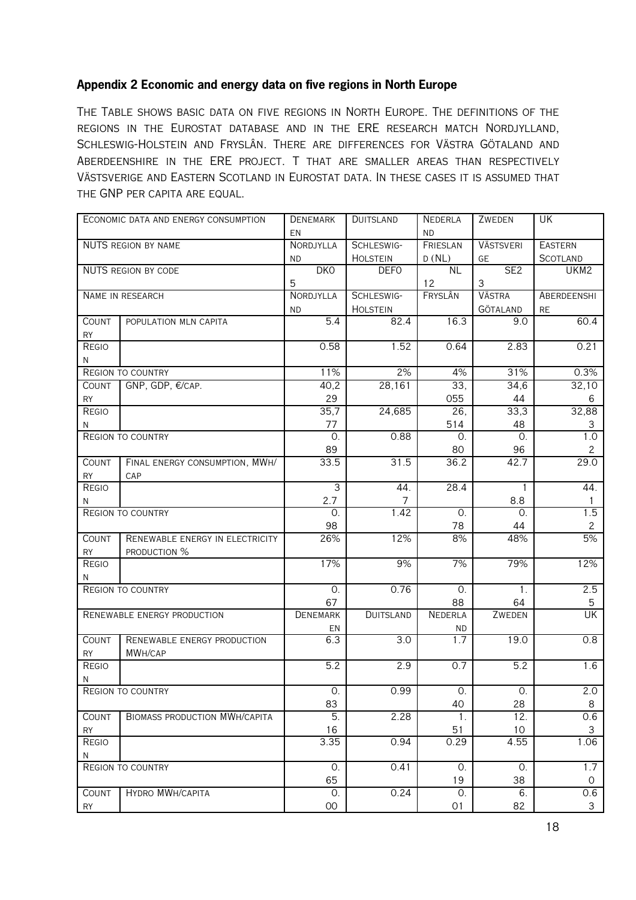## Appendix 2 Economic and energy data on five regions in North Europe

THE TABLE SHOWS BASIC DATA ON FIVE REGIONS IN NORTH EUROPE. THE DEFINITIONS OF THE REGIONS IN THE EUROSTAT DATABASE AND IN THE ERE RESEARCH MATCH NORDJYLLAND, SCHLESWIG-HOLSTEIN AND FRYSLÂN. THERE ARE DIFFERENCES FOR VÄSTRA GÖTALAND AND ABERDEENSHIRE IN THE ERE PROJECT. T THAT ARE SMALLER AREAS THAN RESPECTIVELY VÄSTSVERIGE AND EASTERN SCOTLAND IN EUROSTAT DATA. IN THESE CASES IT IS ASSUMED THAT THE GNP PER CAPITA ARE EQUAL.

| ECONOMIC DATA AND ENERGY CONSUMPTION | | DENEMARKEN | DUITSLAND | NEDERLAND | ZWEDEN | UK |
|---|---|---|---|---|---|---|
| NUTS REGION BY NAME | | NORDJYLLAND | SCHLESWIG-HOLSTEIN | FRIESLAND (NL) | VÄSTSVERIGE | EASTERN SCOTLAND |
| NUTS REGION BY CODE | | DK05 | DEF0 | NL12 | SE23 | UKM2 |
| NAME IN RESEARCH | | NORDJYLLAND | SCHLESWIG-HOLSTEIN | FRYSLÂN | VÄSTRA GÖTALAND | ABERDEENSHIRE |
| COUNTRY | POPULATION MLN CAPITA | 5.4 | 82.4 | 16.3 | 9.0 | 60.4 |
| REGION | | 0.58 | 1.52 | 0.64 | 2.83 | 0.21 |
| REGION TO COUNTRY | | 11% | 2% | 4% | 31% | 0.3% |
| COUNTRY | GNP, GDP, €/CAP. | 40,229 | 28,161 | 33,055 | 34,644 | 32,106 |
| REGION | | 35,777 | 24,685 | 26,514 | 33,348 | 32,883 |
| REGION TO COUNTRY | | 0.89 | 0.88 | 0.80 | 0.96 | 1.02 |
| COUNTRY | FINAL ENERGY CONSUMPTION, MWH/CAP | 33.5 | 31.5 | 36.2 | 42.7 | 29.0 |
| REGION | | 32.7 | 44.7 | 28.4 | 18.8 | 44.1 |
| REGION TO COUNTRY | | 0.98 | 1.42 | 0.78 | 0.44 | 1.52 |
| COUNTRY | RENEWABLE ENERGY IN ELECTRICITY PRODUCTION % | 26% | 12% | 8% | 48% | 5% |
| REGION | | 17% | 9% | 7% | 79% | 12% |
| REGION TO COUNTRY | | 0.67 | 0.76 | 0.88 | 1.64 | 2.55 |
| RENEWABLE ENERGY PRODUCTION | | DENEMARKEN | DUITSLAND | NEDERLAND | ZWEDEN | UK |
| COUNTRY | RENEWABLE ENERGY PRODUCTION MWH/CAP | 6.3 | 3.0 | 1.7 | 19.0 | 0.8 |
| REGION | | 5.2 | 2.9 | 0.7 | 5.2 | 1.6 |
| REGION TO COUNTRY | | 0.83 | 0.99 | 0.40 | 0.28 | 2.08 |
| COUNTRY | BIOMASS PRODUCTION MWH/CAPITA | 5.16 | 2.28 | 1.51 | 12.10 | 0.63 |
| REGION | | 3.35 | 0.94 | 0.29 | 4.55 | 1.06 |
| REGION TO COUNTRY | | 0.65 | 0.41 | 0.19 | 0.38 | 1.70 |
| COUNTRY | HYDRO MWH/CAPITA | 0.00 | 0.24 | 0.01 | 6.82 | 0.63 |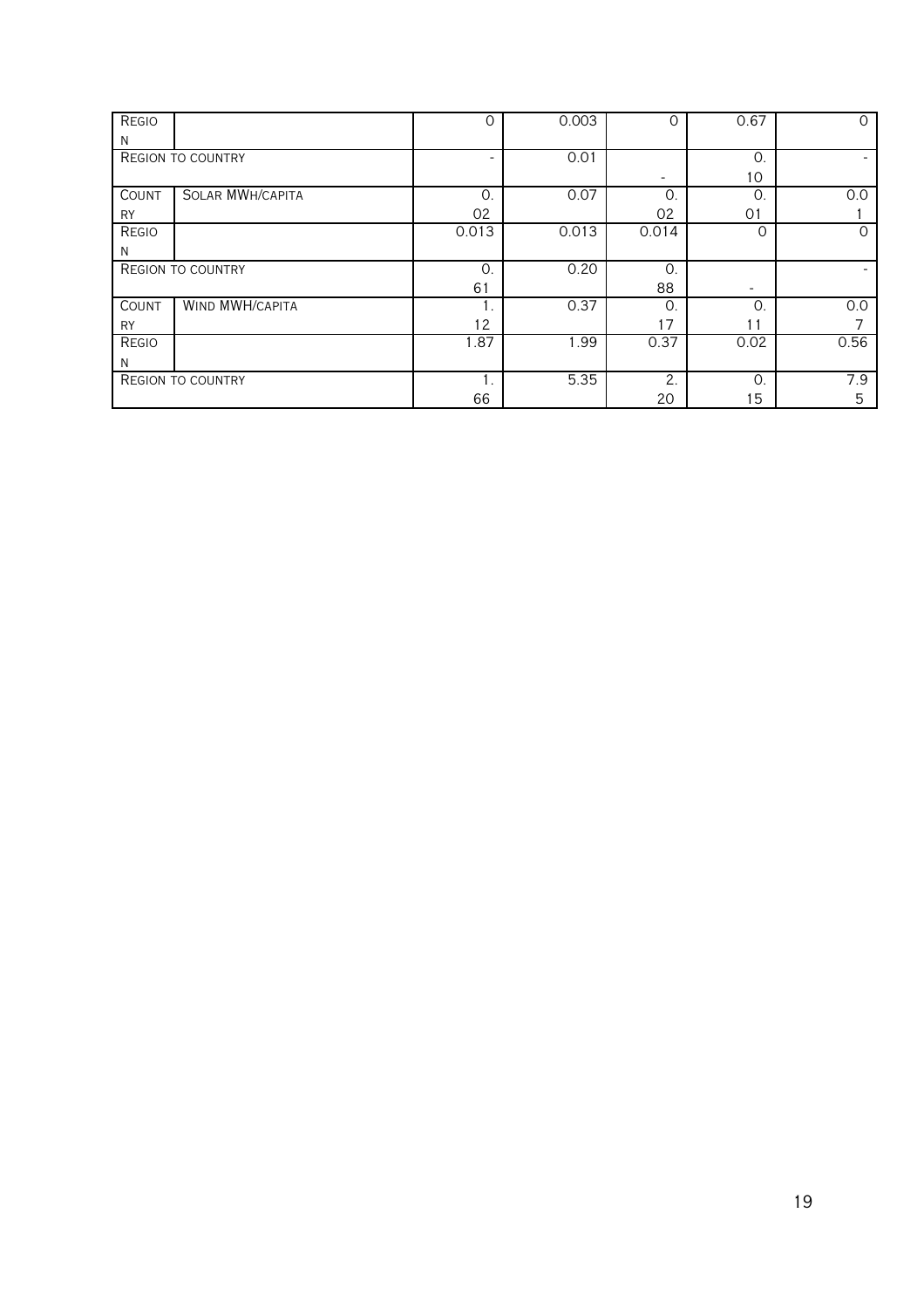| | | | | | | |
|---|---|---|---|---|---|---|
| Region | | 0 | 0.003 | 0 | 0.67 | 0 |
| Region to country | | - | 0.01 | - | 0.10 | - |
| Country | Solar MWh/capita | 0.02 | 0.07 | 0.02 | 0.01 | 0.01 |
| Region | | 0.013 | 0.013 | 0.014 | 0 | 0 |
| Region to country | | 0.61 | 0.20 | 0.88 | - | - |
| Country | Wind MWh/capita | 1.12 | 0.37 | 0.17 | 0.11 | 0.07 |
| Region | | 1.87 | 1.99 | 0.37 | 0.02 | 0.56 |
| Region to country | | 1.66 | 5.35 | 2.20 | 0.15 | 7.95 |